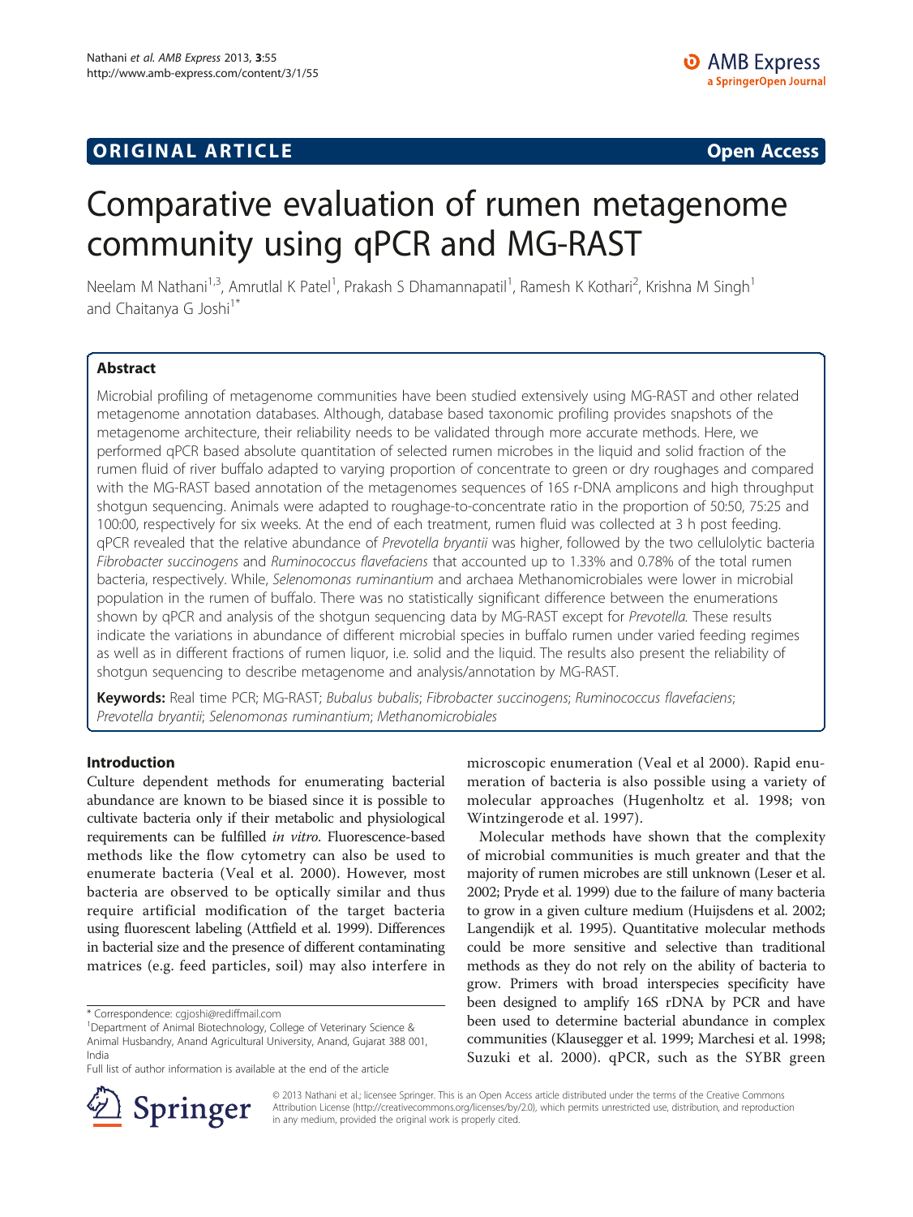ORIGINAL ARTICLE Open Access

# Comparative evaluation of rumen metagenome community using qPCR and MG-RAST

Neelam M Nathani[1,3], Amrutlal K Patel[1], Prakash S Dhamannapatil[1], Ramesh K Kothari[2], Krishna M Singh[1] and Chaitanya G Joshi[1*]

## Abstract

Microbial profiling of metagenome communities have been studied extensively using MG-RAST and other related metagenome annotation databases. Although, database based taxonomic profiling provides snapshots of the metagenome architecture, their reliability needs to be validated through more accurate methods. Here, we performed qPCR based absolute quantitation of selected rumen microbes in the liquid and solid fraction of the rumen fluid of river buffalo adapted to varying proportion of concentrate to green or dry roughages and compared with the MG-RAST based annotation of the metagenomes sequences of 16S r-DNA amplicons and high throughput shotgun sequencing. Animals were adapted to roughage-to-concentrate ratio in the proportion of 50:50, 75:25 and 100:00, respectively for six weeks. At the end of each treatment, rumen fluid was collected at 3 h post feeding. qPCR revealed that the relative abundance of *Prevotella bryantii* was higher, followed by the two cellulolytic bacteria *Fibrobacter succinogens* and *Ruminococcus flavefaciens* that accounted up to 1.33% and 0.78% of the total rumen bacteria, respectively. While, *Selenomonas ruminantium* and archaea Methanomicrobiales were lower in microbial population in the rumen of buffalo. There was no statistically significant difference between the enumerations shown by qPCR and analysis of the shotgun sequencing data by MG-RAST except for *Prevotella*. These results indicate the variations in abundance of different microbial species in buffalo rumen under varied feeding regimes as well as in different fractions of rumen liquor, i.e. solid and the liquid. The results also present the reliability of shotgun sequencing to describe metagenome and analysis/annotation by MG-RAST.

**Keywords:** Real time PCR; MG-RAST; *Bubalus bubalis*; *Fibrobacter succinogens*; *Ruminococcus flavefaciens*; *Prevotella bryantii*; *Selenomonas ruminantium*; *Methanomicrobiales*

## Introduction

Culture dependent methods for enumerating bacterial abundance are known to be biased since it is possible to cultivate bacteria only if their metabolic and physiological requirements can be fulfilled *in vitro*. Fluorescence-based methods like the flow cytometry can also be used to enumerate bacteria (Veal et al. 2000). However, most bacteria are observed to be optically similar and thus require artificial modification of the target bacteria using fluorescent labeling (Attfield et al. 1999). Differences in bacterial size and the presence of different contaminating matrices (e.g. feed particles, soil) may also interfere in microscopic enumeration (Veal et al 2000). Rapid enumeration of bacteria is also possible using a variety of molecular approaches (Hugenholtz et al. 1998; von Wintzingerode et al. 1997).

Molecular methods have shown that the complexity of microbial communities is much greater and that the majority of rumen microbes are still unknown (Leser et al. 2002; Pryde et al. 1999) due to the failure of many bacteria to grow in a given culture medium (Huijsdens et al. 2002; Langendijk et al. 1995). Quantitative molecular methods could be more sensitive and selective than traditional methods as they do not rely on the ability of bacteria to grow. Primers with broad interspecies specificity have been designed to amplify 16S rDNA by PCR and have been used to determine bacterial abundance in complex communities (Klausegger et al. 1999; Marchesi et al. 1998; Suzuki et al. 2000). qPCR, such as the SYBR green

\* Correspondence: cgjoshi@rediffmail.com
[1]Department of Animal Biotechnology, College of Veterinary Science & Animal Husbandry, Anand Agricultural University, Anand, Gujarat 388 001, India
Full list of author information is available at the end of the article

© 2013 Nathani et al.; licensee Springer. This is an Open Access article distributed under the terms of the Creative Commons Attribution License (http://creativecommons.org/licenses/by/2.0), which permits unrestricted use, distribution, and reproduction in any medium, provided the original work is properly cited.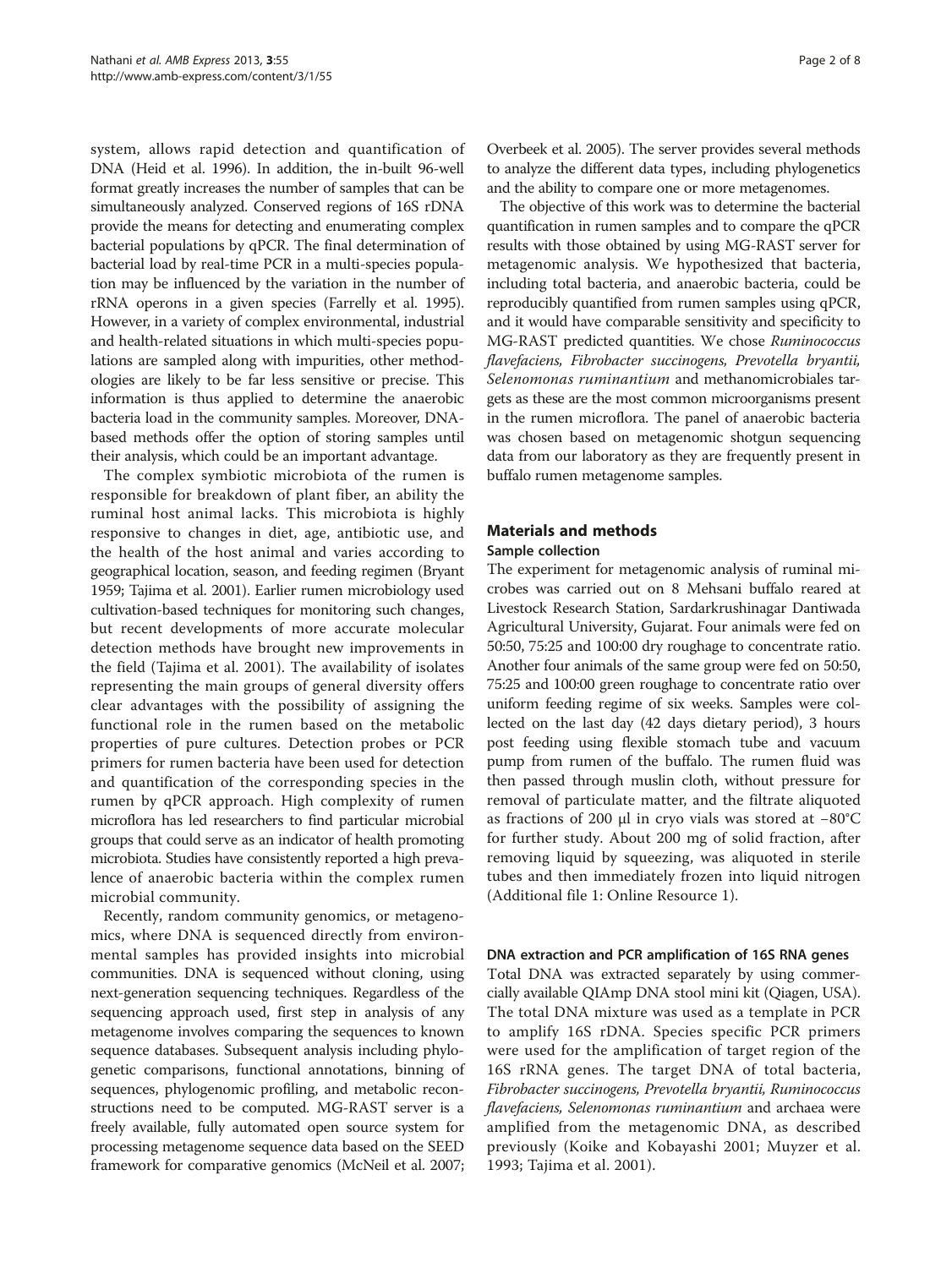system, allows rapid detection and quantification of DNA (Heid et al. 1996). In addition, the in-built 96-well format greatly increases the number of samples that can be simultaneously analyzed. Conserved regions of 16S rDNA provide the means for detecting and enumerating complex bacterial populations by qPCR. The final determination of bacterial load by real-time PCR in a multi-species population may be influenced by the variation in the number of rRNA operons in a given species (Farrelly et al. 1995). However, in a variety of complex environmental, industrial and health-related situations in which multi-species populations are sampled along with impurities, other methodologies are likely to be far less sensitive or precise. This information is thus applied to determine the anaerobic bacteria load in the community samples. Moreover, DNA-based methods offer the option of storing samples until their analysis, which could be an important advantage.

The complex symbiotic microbiota of the rumen is responsible for breakdown of plant fiber, an ability the ruminal host animal lacks. This microbiota is highly responsive to changes in diet, age, antibiotic use, and the health of the host animal and varies according to geographical location, season, and feeding regimen (Bryant 1959; Tajima et al. 2001). Earlier rumen microbiology used cultivation-based techniques for monitoring such changes, but recent developments of more accurate molecular detection methods have brought new improvements in the field (Tajima et al. 2001). The availability of isolates representing the main groups of general diversity offers clear advantages with the possibility of assigning the functional role in the rumen based on the metabolic properties of pure cultures. Detection probes or PCR primers for rumen bacteria have been used for detection and quantification of the corresponding species in the rumen by qPCR approach. High complexity of rumen microflora has led researchers to find particular microbial groups that could serve as an indicator of health promoting microbiota. Studies have consistently reported a high prevalence of anaerobic bacteria within the complex rumen microbial community.

Recently, random community genomics, or metagenomics, where DNA is sequenced directly from environmental samples has provided insights into microbial communities. DNA is sequenced without cloning, using next-generation sequencing techniques. Regardless of the sequencing approach used, first step in analysis of any metagenome involves comparing the sequences to known sequence databases. Subsequent analysis including phylogenetic comparisons, functional annotations, binning of sequences, phylogenomic profiling, and metabolic reconstructions need to be computed. MG-RAST server is a freely available, fully automated open source system for processing metagenome sequence data based on the SEED framework for comparative genomics (McNeil et al. 2007; Overbeek et al. 2005). The server provides several methods to analyze the different data types, including phylogenetics and the ability to compare one or more metagenomes.

The objective of this work was to determine the bacterial quantification in rumen samples and to compare the qPCR results with those obtained by using MG-RAST server for metagenomic analysis. We hypothesized that bacteria, including total bacteria, and anaerobic bacteria, could be reproducibly quantified from rumen samples using qPCR, and it would have comparable sensitivity and specificity to MG-RAST predicted quantities. We chose *Ruminococcus flavefaciens, Fibrobacter succinogens, Prevotella bryantii, Selenomonas ruminantium* and methanomicrobiales targets as these are the most common microorganisms present in the rumen microflora. The panel of anaerobic bacteria was chosen based on metagenomic shotgun sequencing data from our laboratory as they are frequently present in buffalo rumen metagenome samples.

## Materials and methods

### Sample collection

The experiment for metagenomic analysis of ruminal microbes was carried out on 8 Mehsani buffalo reared at Livestock Research Station, Sardarkrushinagar Dantiwada Agricultural University, Gujarat. Four animals were fed on 50:50, 75:25 and 100:00 dry roughage to concentrate ratio. Another four animals of the same group were fed on 50:50, 75:25 and 100:00 green roughage to concentrate ratio over uniform feeding regime of six weeks. Samples were collected on the last day (42 days dietary period), 3 hours post feeding using flexible stomach tube and vacuum pump from rumen of the buffalo. The rumen fluid was then passed through muslin cloth, without pressure for removal of particulate matter, and the filtrate aliquoted as fractions of 200 μl in cryo vials was stored at −80°C for further study. About 200 mg of solid fraction, after removing liquid by squeezing, was aliquoted in sterile tubes and then immediately frozen into liquid nitrogen (Additional file 1: Online Resource 1).

### DNA extraction and PCR amplification of 16S RNA genes

Total DNA was extracted separately by using commercially available QIAmp DNA stool mini kit (Qiagen, USA). The total DNA mixture was used as a template in PCR to amplify 16S rDNA. Species specific PCR primers were used for the amplification of target region of the 16S rRNA genes. The target DNA of total bacteria, *Fibrobacter succinogens, Prevotella bryantii, Ruminococcus flavefaciens, Selenomonas ruminantium* and archaea were amplified from the metagenomic DNA, as described previously (Koike and Kobayashi 2001; Muyzer et al. 1993; Tajima et al. 2001).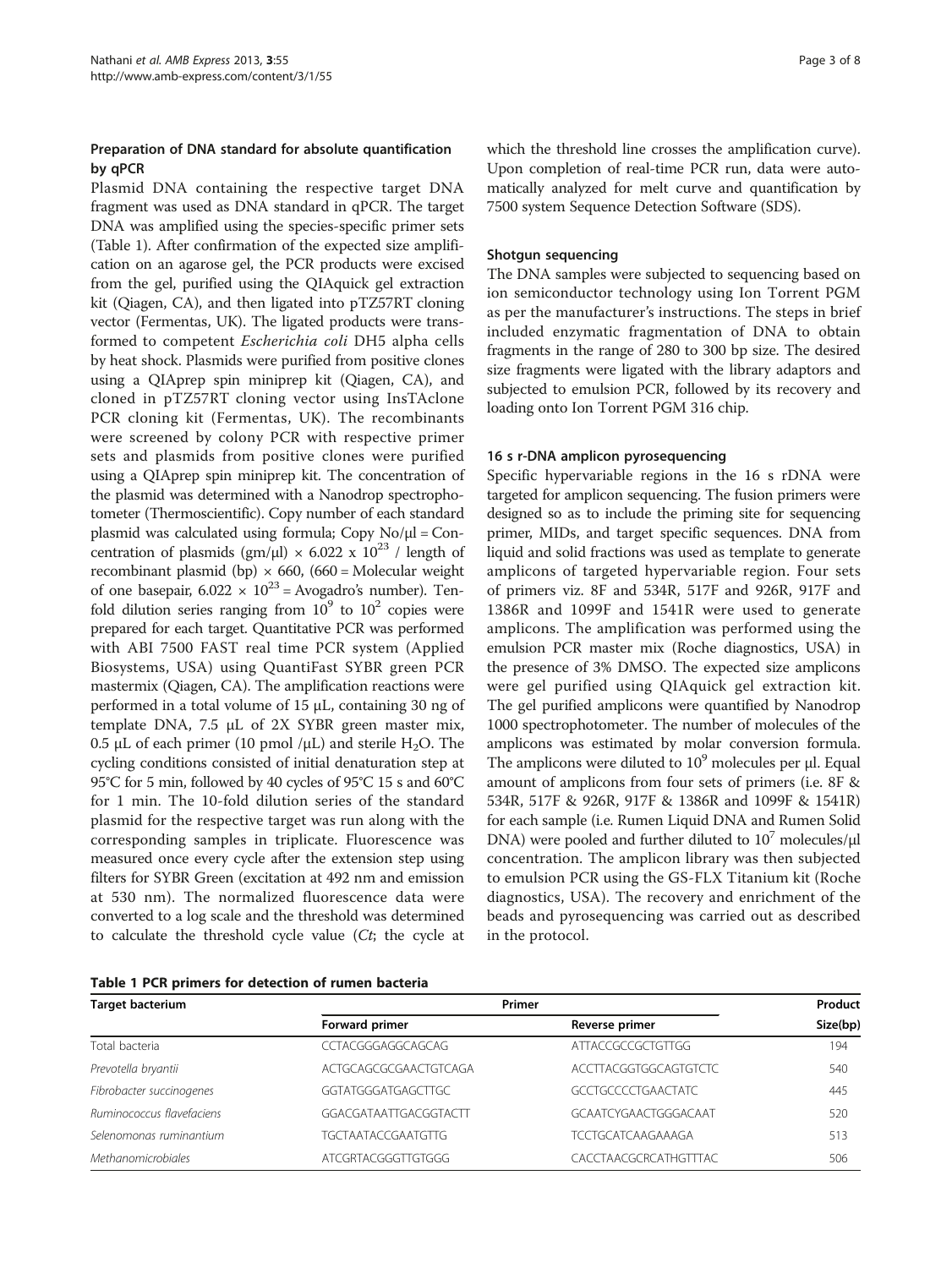### Preparation of DNA standard for absolute quantification by qPCR

Plasmid DNA containing the respective target DNA fragment was used as DNA standard in qPCR. The target DNA was amplified using the species-specific primer sets (Table 1). After confirmation of the expected size amplification on an agarose gel, the PCR products were excised from the gel, purified using the QIAquick gel extraction kit (Qiagen, CA), and then ligated into pTZ57RT cloning vector (Fermentas, UK). The ligated products were transformed to competent *Escherichia coli* DH5 alpha cells by heat shock. Plasmids were purified from positive clones using a QIAprep spin miniprep kit (Qiagen, CA), and cloned in pTZ57RT cloning vector using InsTAclone PCR cloning kit (Fermentas, UK). The recombinants were screened by colony PCR with respective primer sets and plasmids from positive clones were purified using a QIAprep spin miniprep kit. The concentration of the plasmid was determined with a Nanodrop spectrophotometer (Thermoscientific). Copy number of each standard plasmid was calculated using formula; Copy No/µl = Concentration of plasmids (gm/µl) × 6.022 x $10^{23}$ / length of recombinant plasmid (bp) × 660, (660 = Molecular weight of one basepair, 6.022 × $10^{23}$ = Avogadro's number). Ten-fold dilution series ranging from $10^9$ to $10^2$ copies were prepared for each target. Quantitative PCR was performed with ABI 7500 FAST real time PCR system (Applied Biosystems, USA) using QuantiFast SYBR green PCR mastermix (Qiagen, CA). The amplification reactions were performed in a total volume of 15 µL, containing 30 ng of template DNA, 7.5 µL of 2X SYBR green master mix, 0.5 µL of each primer (10 pmol /µL) and sterile $H_2O$. The cycling conditions consisted of initial denaturation step at 95°C for 5 min, followed by 40 cycles of 95°C 15 s and 60°C for 1 min. The 10-fold dilution series of the standard plasmid for the respective target was run along with the corresponding samples in triplicate. Fluorescence was measured once every cycle after the extension step using filters for SYBR Green (excitation at 492 nm and emission at 530 nm). The normalized fluorescence data were converted to a log scale and the threshold was determined to calculate the threshold cycle value (*Ct*; the cycle at which the threshold line crosses the amplification curve). Upon completion of real-time PCR run, data were automatically analyzed for melt curve and quantification by 7500 system Sequence Detection Software (SDS).

### Shotgun sequencing

The DNA samples were subjected to sequencing based on ion semiconductor technology using Ion Torrent PGM as per the manufacturer's instructions. The steps in brief included enzymatic fragmentation of DNA to obtain fragments in the range of 280 to 300 bp size. The desired size fragments were ligated with the library adaptors and subjected to emulsion PCR, followed by its recovery and loading onto Ion Torrent PGM 316 chip.

### 16 s r-DNA amplicon pyrosequencing

Specific hypervariable regions in the 16 s rDNA were targeted for amplicon sequencing. The fusion primers were designed so as to include the priming site for sequencing primer, MIDs, and target specific sequences. DNA from liquid and solid fractions was used as template to generate amplicons of targeted hypervariable region. Four sets of primers viz. 8F and 534R, 517F and 926R, 917F and 1386R and 1099F and 1541R were used to generate amplicons. The amplification was performed using the emulsion PCR master mix (Roche diagnostics, USA) in the presence of 3% DMSO. The expected size amplicons were gel purified using QIAquick gel extraction kit. The gel purified amplicons were quantified by Nanodrop 1000 spectrophotometer. The number of molecules of the amplicons was estimated by molar conversion formula. The amplicons were diluted to $10^9$ molecules per µl. Equal amount of amplicons from four sets of primers (i.e. 8F & 534R, 517F & 926R, 917F & 1386R and 1099F & 1541R) for each sample (i.e. Rumen Liquid DNA and Rumen Solid DNA) were pooled and further diluted to $10^7$ molecules/µl concentration. The amplicon library was then subjected to emulsion PCR using the GS-FLX Titanium kit (Roche diagnostics, USA). The recovery and enrichment of the beads and pyrosequencing was carried out as described in the protocol.

**Table 1 PCR primers for detection of rumen bacteria**

| Target bacterium | Primer | | Product |
|---|---|---|---|
| | Forward primer | Reverse primer | Size(bp) |
| Total bacteria | CCTACGGGAGGCAGCAG | ATTACCGCCGCTGTTGG | 194 |
| *Prevotella bryantii* | ACTGCAGCGCGAACTGTCAGA | ACCTTACGGTGGCAGTGTCTC | 540 |
| *Fibrobacter succinogenes* | GGTATGGGATGAGCTTGC | GCCTGCCCCTGAACTATC | 445 |
| *Ruminococcus flavefaciens* | GGACGATAATTGACGGTACTT | GCAATCYGAACTGGGACAAT | 520 |
| *Selenomonas ruminantium* | TGCTAATACCGAATGTTG | TCCTGCATCAAGAAAGA | 513 |
| *Methanomicrobiales* | ATCGRTACGGGTTGTGGG | CACCTAACGCRCATHGTTTAC | 506 |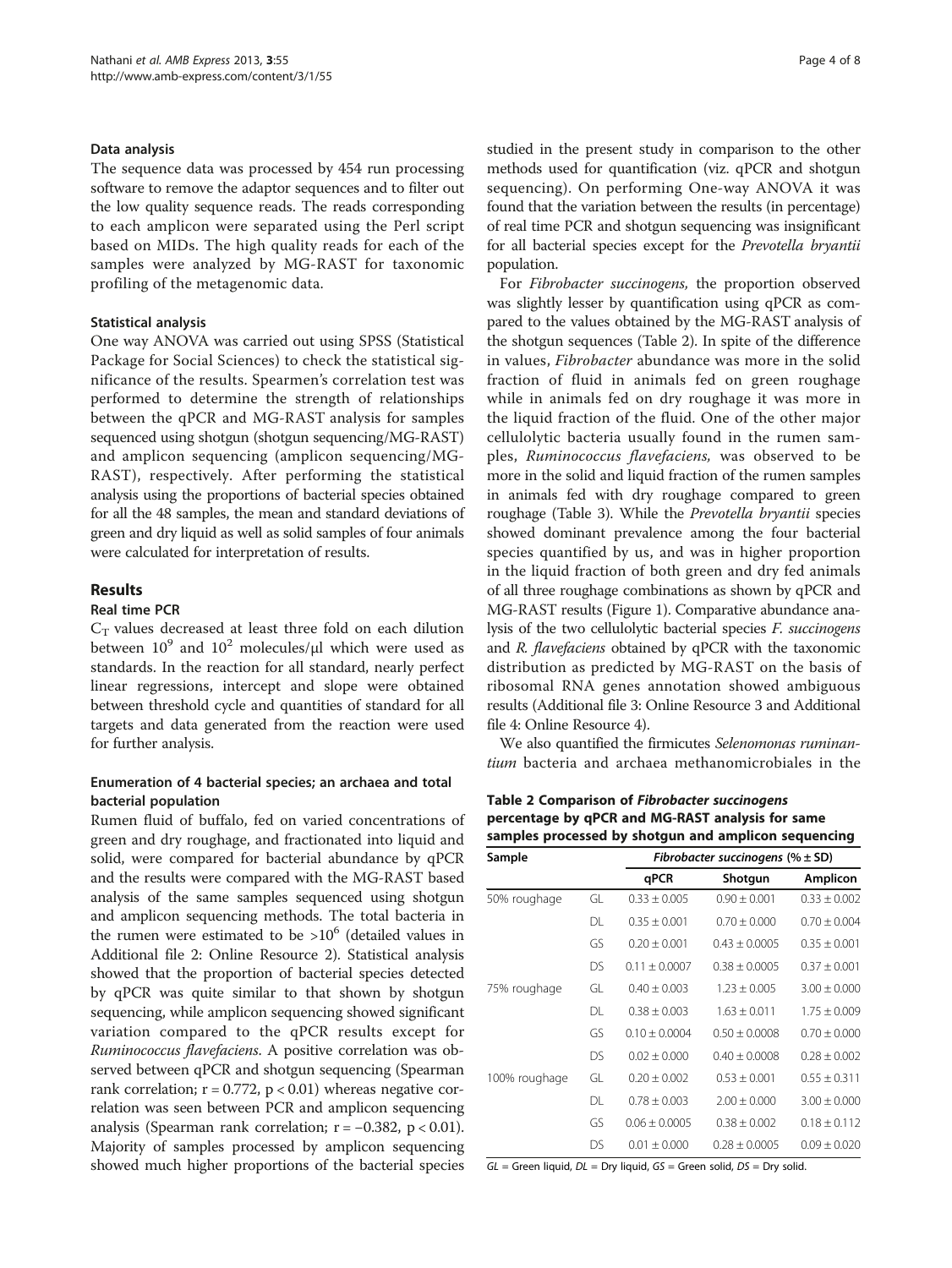### Data analysis

The sequence data was processed by 454 run processing software to remove the adaptor sequences and to filter out the low quality sequence reads. The reads corresponding to each amplicon were separated using the Perl script based on MIDs. The high quality reads for each of the samples were analyzed by MG-RAST for taxonomic profiling of the metagenomic data.

### Statistical analysis

One way ANOVA was carried out using SPSS (Statistical Package for Social Sciences) to check the statistical significance of the results. Spearmen's correlation test was performed to determine the strength of relationships between the qPCR and MG-RAST analysis for samples sequenced using shotgun (shotgun sequencing/MG-RAST) and amplicon sequencing (amplicon sequencing/MG-RAST), respectively. After performing the statistical analysis using the proportions of bacterial species obtained for all the 48 samples, the mean and standard deviations of green and dry liquid as well as solid samples of four animals were calculated for interpretation of results.

## Results

### Real time PCR

$C_T$ values decreased at least three fold on each dilution between $10^9$ and $10^2$ molecules/μl which were used as standards. In the reaction for all standard, nearly perfect linear regressions, intercept and slope were obtained between threshold cycle and quantities of standard for all targets and data generated from the reaction were used for further analysis.

### Enumeration of 4 bacterial species; an archaea and total bacterial population

Rumen fluid of buffalo, fed on varied concentrations of green and dry roughage, and fractionated into liquid and solid, were compared for bacterial abundance by qPCR and the results were compared with the MG-RAST based analysis of the same samples sequenced using shotgun and amplicon sequencing methods. The total bacteria in the rumen were estimated to be $>10^6$ (detailed values in Additional file 2: Online Resource 2). Statistical analysis showed that the proportion of bacterial species detected by qPCR was quite similar to that shown by shotgun sequencing, while amplicon sequencing showed significant variation compared to the qPCR results except for *Ruminococcus flavefaciens*. A positive correlation was observed between qPCR and shotgun sequencing (Spearman rank correlation; $r = 0.772$, $p < 0.01$) whereas negative correlation was seen between PCR and amplicon sequencing analysis (Spearman rank correlation; $r = -0.382$, $p < 0.01$). Majority of samples processed by amplicon sequencing showed much higher proportions of the bacterial species studied in the present study in comparison to the other methods used for quantification (viz. qPCR and shotgun sequencing). On performing One-way ANOVA it was found that the variation between the results (in percentage) of real time PCR and shotgun sequencing was insignificant for all bacterial species except for the *Prevotella bryantii* population.

For *Fibrobacter succinogens*, the proportion observed was slightly lesser by quantification using qPCR as compared to the values obtained by the MG-RAST analysis of the shotgun sequences (Table 2). In spite of the difference in values, *Fibrobacter* abundance was more in the solid fraction of fluid in animals fed on green roughage while in animals fed on dry roughage it was more in the liquid fraction of the fluid. One of the other major cellulolytic bacteria usually found in the rumen samples, *Ruminococcus flavefaciens*, was observed to be more in the solid and liquid fraction of the rumen samples in animals fed with dry roughage compared to green roughage (Table 3). While the *Prevotella bryantii* species showed dominant prevalence among the four bacterial species quantified by us, and was in higher proportion in the liquid fraction of both green and dry fed animals of all three roughage combinations as shown by qPCR and MG-RAST results (Figure 1). Comparative abundance analysis of the two cellulolytic bacterial species *F. succinogens* and *R. flavefaciens* obtained by qPCR with the taxonomic distribution as predicted by MG-RAST on the basis of ribosomal RNA genes annotation showed ambiguous results (Additional file 3: Online Resource 3 and Additional file 4: Online Resource 4).

We also quantified the firmicutes *Selenomonas ruminantium* bacteria and archaea methanomicrobiales in the

**Table 2 Comparison of *Fibrobacter succinogens* percentage by qPCR and MG-RAST analysis for same samples processed by shotgun and amplicon sequencing**

| Sample | | *Fibrobacter succinogens* (% ± SD) | | |
|---|---|---|---|---|
| | | qPCR | Shotgun | Amplicon |
| 50% roughage | GL | 0.33 ± 0.005 | 0.90 ± 0.001 | 0.33 ± 0.002 |
| | DL | 0.35 ± 0.001 | 0.70 ± 0.000 | 0.70 ± 0.004 |
| | GS | 0.20 ± 0.001 | 0.43 ± 0.0005 | 0.35 ± 0.001 |
| | DS | 0.11 ± 0.0007 | 0.38 ± 0.0005 | 0.37 ± 0.001 |
| 75% roughage | GL | 0.40 ± 0.003 | 1.23 ± 0.005 | 3.00 ± 0.000 |
| | DL | 0.38 ± 0.003 | 1.63 ± 0.011 | 1.75 ± 0.009 |
| | GS | 0.10 ± 0.0004 | 0.50 ± 0.0008 | 0.70 ± 0.000 |
| | DS | 0.02 ± 0.000 | 0.40 ± 0.0008 | 0.28 ± 0.002 |
| 100% roughage | GL | 0.20 ± 0.002 | 0.53 ± 0.001 | 0.55 ± 0.311 |
| | DL | 0.78 ± 0.003 | 2.00 ± 0.000 | 3.00 ± 0.000 |
| | GS | 0.06 ± 0.0005 | 0.38 ± 0.002 | 0.18 ± 0.112 |
| | DS | 0.01 ± 0.000 | 0.28 ± 0.0005 | 0.09 ± 0.020 |

*GL* = Green liquid, *DL* = Dry liquid, *GS* = Green solid, *DS* = Dry solid.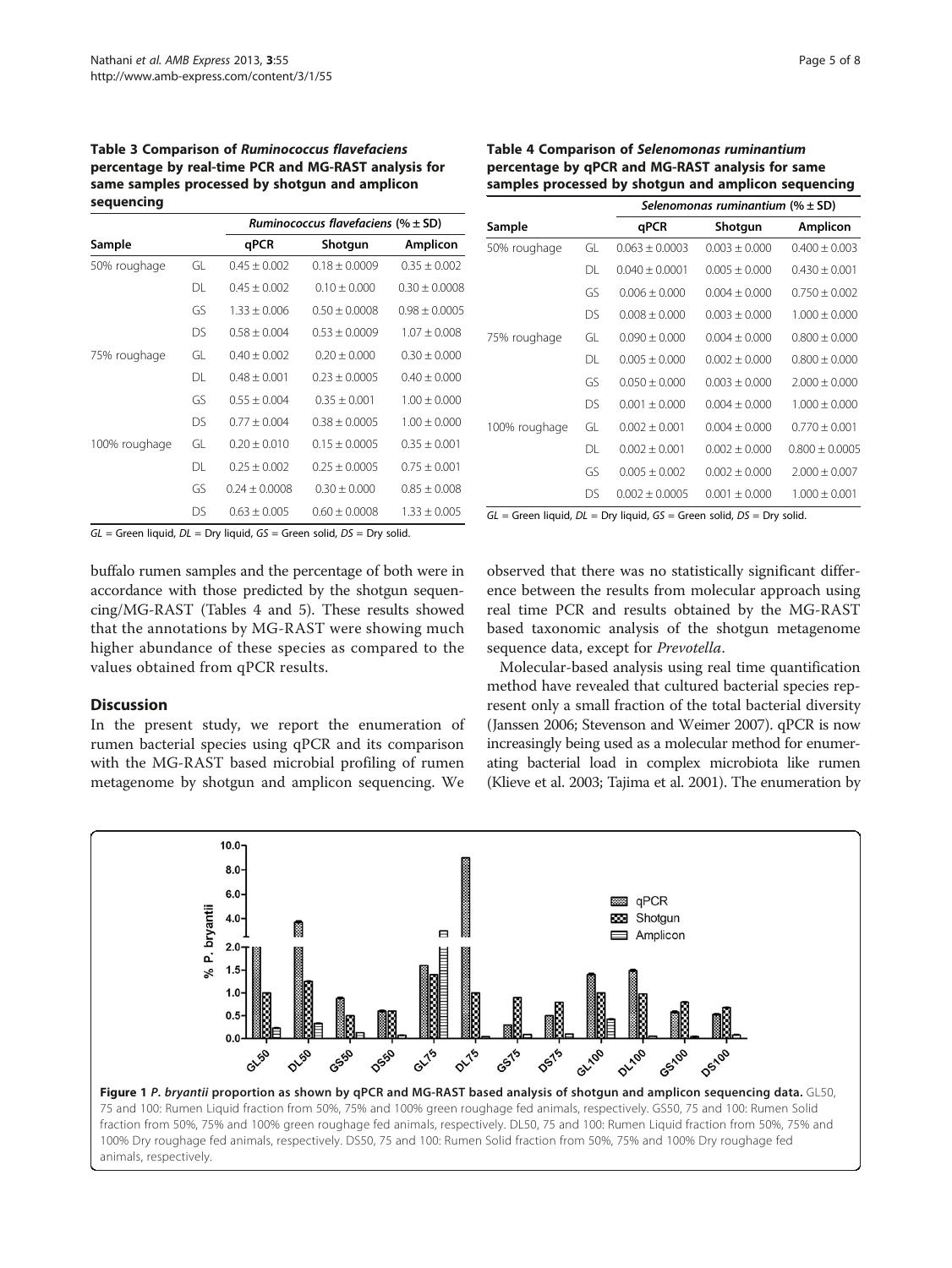**Table 3 Comparison of *Ruminococcus flavefaciens* percentage by real-time PCR and MG-RAST analysis for same samples processed by shotgun and amplicon sequencing**

| Sample | | *Ruminococcus flavefaciens* (% ± SD) | | |
|---|---|---|---|---|
| | | qPCR | Shotgun | Amplicon |
| 50% roughage | GL | 0.45 ± 0.002 | 0.18 ± 0.0009 | 0.35 ± 0.002 |
| | DL | 0.45 ± 0.002 | 0.10 ± 0.000 | 0.30 ± 0.0008 |
| | GS | 1.33 ± 0.006 | 0.50 ± 0.0008 | 0.98 ± 0.0005 |
| | DS | 0.58 ± 0.004 | 0.53 ± 0.0009 | 1.07 ± 0.008 |
| 75% roughage | GL | 0.40 ± 0.002 | 0.20 ± 0.000 | 0.30 ± 0.000 |
| | DL | 0.48 ± 0.001 | 0.23 ± 0.0005 | 0.40 ± 0.000 |
| | GS | 0.55 ± 0.004 | 0.35 ± 0.001 | 1.00 ± 0.000 |
| | DS | 0.77 ± 0.004 | 0.38 ± 0.0005 | 1.00 ± 0.000 |
| 100% roughage | GL | 0.20 ± 0.010 | 0.15 ± 0.0005 | 0.35 ± 0.001 |
| | DL | 0.25 ± 0.002 | 0.25 ± 0.0005 | 0.75 ± 0.001 |
| | GS | 0.24 ± 0.0008 | 0.30 ± 0.000 | 0.85 ± 0.008 |
| | DS | 0.63 ± 0.005 | 0.60 ± 0.0008 | 1.33 ± 0.005 |

*GL* = Green liquid, *DL* = Dry liquid, *GS* = Green solid, *DS* = Dry solid.

**Table 4 Comparison of *Selenomonas ruminantium* percentage by qPCR and MG-RAST analysis for same samples processed by shotgun and amplicon sequencing**

| Sample | | *Selenomonas ruminantium* (% ± SD) | | |
|---|---|---|---|---|
| | | qPCR | Shotgun | Amplicon |
| 50% roughage | GL | 0.063 ± 0.0003 | 0.003 ± 0.000 | 0.400 ± 0.003 |
| | DL | 0.040 ± 0.0001 | 0.005 ± 0.000 | 0.430 ± 0.001 |
| | GS | 0.006 ± 0.000 | 0.004 ± 0.000 | 0.750 ± 0.002 |
| | DS | 0.008 ± 0.000 | 0.003 ± 0.000 | 1.000 ± 0.000 |
| 75% roughage | GL | 0.090 ± 0.000 | 0.004 ± 0.000 | 0.800 ± 0.000 |
| | DL | 0.005 ± 0.000 | 0.002 ± 0.000 | 0.800 ± 0.000 |
| | GS | 0.050 ± 0.000 | 0.003 ± 0.000 | 2.000 ± 0.000 |
| | DS | 0.001 ± 0.000 | 0.004 ± 0.000 | 1.000 ± 0.000 |
| 100% roughage | GL | 0.002 ± 0.001 | 0.004 ± 0.000 | 0.770 ± 0.001 |
| | DL | 0.002 ± 0.001 | 0.002 ± 0.000 | 0.800 ± 0.0005 |
| | GS | 0.005 ± 0.002 | 0.002 ± 0.000 | 2.000 ± 0.007 |
| | DS | 0.002 ± 0.0005 | 0.001 ± 0.000 | 1.000 ± 0.001 |

*GL* = Green liquid, *DL* = Dry liquid, *GS* = Green solid, *DS* = Dry solid.

buffalo rumen samples and the percentage of both were in accordance with those predicted by the shotgun sequencing/MG-RAST (Tables 4 and 5). These results showed that the annotations by MG-RAST were showing much higher abundance of these species as compared to the values obtained from qPCR results.

## Discussion

In the present study, we report the enumeration of rumen bacterial species using qPCR and its comparison with the MG-RAST based microbial profiling of rumen metagenome by shotgun and amplicon sequencing. We observed that there was no statistically significant difference between the results from molecular approach using real time PCR and results obtained by the MG-RAST based taxonomic analysis of the shotgun metagenome sequence data, except for *Prevotella*.

Molecular-based analysis using real time quantification method have revealed that cultured bacterial species represent only a small fraction of the total bacterial diversity (Janssen 2006; Stevenson and Weimer 2007). qPCR is now increasingly being used as a molecular method for enumerating bacterial load in complex microbiota like rumen (Klieve et al. 2003; Tajima et al. 2001). The enumeration by

**Figure 1 *P. bryantii* proportion as shown by qPCR and MG-RAST based analysis of shotgun and amplicon sequencing data.** GL50, 75 and 100: Rumen Liquid fraction from 50%, 75% and 100% green roughage fed animals, respectively. GS50, 75 and 100: Rumen Solid fraction from 50%, 75% and 100% green roughage fed animals, respectively. DL50, 75 and 100: Rumen Liquid fraction from 50%, 75% and 100% Dry roughage fed animals, respectively. DS50, 75 and 100: Rumen Solid fraction from 50%, 75% and 100% Dry roughage fed animals, respectively.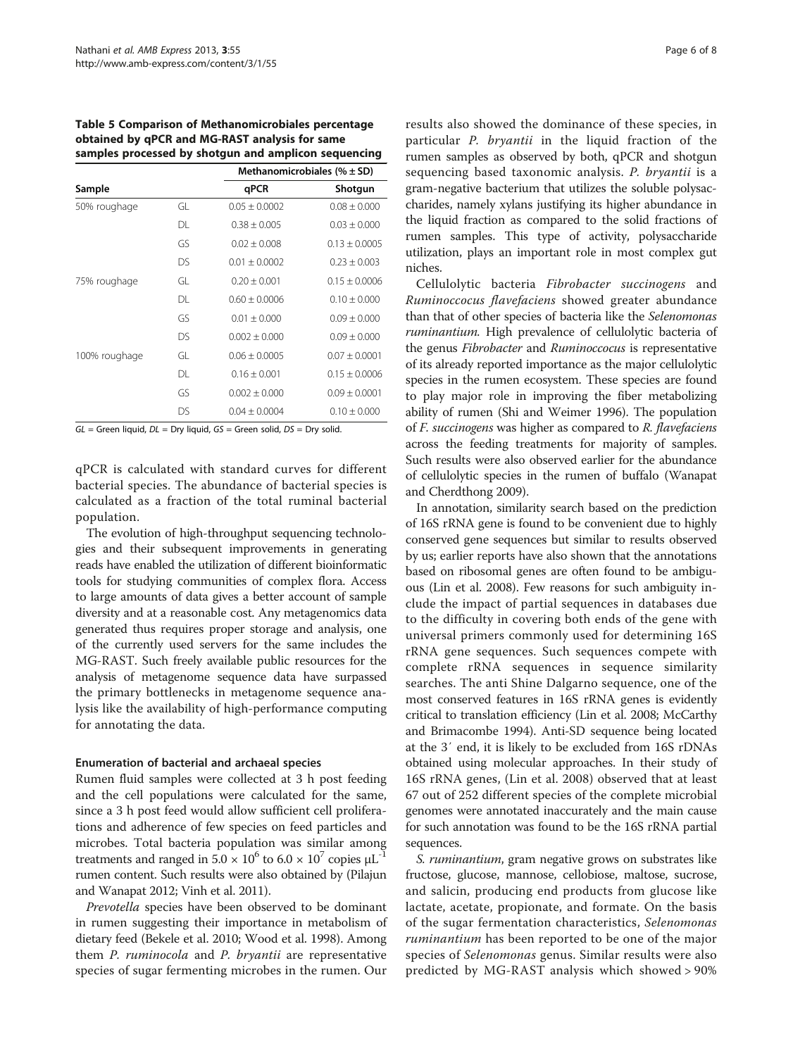**Table 5 Comparison of Methanomicrobiales percentage obtained by qPCR and MG-RAST analysis for same samples processed by shotgun and amplicon sequencing**

| Sample | | Methanomicrobiales (% ± SD) | |
|---|---|---|---|
| | | qPCR | Shotgun |
| 50% roughage | GL | 0.05 ± 0.0002 | 0.08 ± 0.000 |
| | DL | 0.38 ± 0.005 | 0.03 ± 0.000 |
| | GS | 0.02 ± 0.008 | 0.13 ± 0.0005 |
| | DS | 0.01 ± 0.0002 | 0.23 ± 0.003 |
| 75% roughage | GL | 0.20 ± 0.001 | 0.15 ± 0.0006 |
| | DL | 0.60 ± 0.0006 | 0.10 ± 0.000 |
| | GS | 0.01 ± 0.000 | 0.09 ± 0.000 |
| | DS | 0.002 ± 0.000 | 0.09 ± 0.000 |
| 100% roughage | GL | 0.06 ± 0.0005 | 0.07 ± 0.0001 |
| | DL | 0.16 ± 0.001 | 0.15 ± 0.0006 |
| | GS | 0.002 ± 0.000 | 0.09 ± 0.0001 |
| | DS | 0.04 ± 0.0004 | 0.10 ± 0.000 |

*GL* = Green liquid, *DL* = Dry liquid, *GS* = Green solid, *DS* = Dry solid.

qPCR is calculated with standard curves for different bacterial species. The abundance of bacterial species is calculated as a fraction of the total ruminal bacterial population.

The evolution of high-throughput sequencing technologies and their subsequent improvements in generating reads have enabled the utilization of different bioinformatic tools for studying communities of complex flora. Access to large amounts of data gives a better account of sample diversity and at a reasonable cost. Any metagenomics data generated thus requires proper storage and analysis, one of the currently used servers for the same includes the MG-RAST. Such freely available public resources for the analysis of metagenome sequence data have surpassed the primary bottlenecks in metagenome sequence analysis like the availability of high-performance computing for annotating the data.

#### Enumeration of bacterial and archaeal species

Rumen fluid samples were collected at 3 h post feeding and the cell populations were calculated for the same, since a 3 h post feed would allow sufficient cell proliferations and adherence of few species on feed particles and microbes. Total bacteria population was similar among treatments and ranged in $5.0 \times 10^6$ to $6.0 \times 10^7$ copies $\mu L^{-1}$ rumen content. Such results were also obtained by (Pilajun and Wanapat 2012; Vinh et al. 2011).

*Prevotella* species have been observed to be dominant in rumen suggesting their importance in metabolism of dietary feed (Bekele et al. 2010; Wood et al. 1998). Among them *P. ruminocola* and *P. bryantii* are representative species of sugar fermenting microbes in the rumen. Our results also showed the dominance of these species, in particular *P. bryantii* in the liquid fraction of the rumen samples as observed by both, qPCR and shotgun sequencing based taxonomic analysis. *P. bryantii* is a gram-negative bacterium that utilizes the soluble polysaccharides, namely xylans justifying its higher abundance in the liquid fraction as compared to the solid fractions of rumen samples. This type of activity, polysaccharide utilization, plays an important role in most complex gut niches.

Cellulolytic bacteria *Fibrobacter succinogens* and *Ruminoccocus flavefaciens* showed greater abundance than that of other species of bacteria like the *Selenomonas ruminantium*. High prevalence of cellulolytic bacteria of the genus *Fibrobacter* and *Ruminoccocus* is representative of its already reported importance as the major cellulolytic species in the rumen ecosystem. These species are found to play major role in improving the fiber metabolizing ability of rumen (Shi and Weimer 1996). The population of *F. succinogens* was higher as compared to *R. flavefaciens* across the feeding treatments for majority of samples. Such results were also observed earlier for the abundance of cellulolytic species in the rumen of buffalo (Wanapat and Cherdthong 2009).

In annotation, similarity search based on the prediction of 16S rRNA gene is found to be convenient due to highly conserved gene sequences but similar to results observed by us; earlier reports have also shown that the annotations based on ribosomal genes are often found to be ambiguous (Lin et al. 2008). Few reasons for such ambiguity include the impact of partial sequences in databases due to the difficulty in covering both ends of the gene with universal primers commonly used for determining 16S rRNA gene sequences. Such sequences compete with complete rRNA sequences in sequence similarity searches. The anti Shine Dalgarno sequence, one of the most conserved features in 16S rRNA genes is evidently critical to translation efficiency (Lin et al. 2008; McCarthy and Brimacombe 1994). Anti-SD sequence being located at the 3′ end, it is likely to be excluded from 16S rDNAs obtained using molecular approaches. In their study of 16S rRNA genes, (Lin et al. 2008) observed that at least 67 out of 252 different species of the complete microbial genomes were annotated inaccurately and the main cause for such annotation was found to be the 16S rRNA partial sequences.

*S. ruminantium*, gram negative grows on substrates like fructose, glucose, mannose, cellobiose, maltose, sucrose, and salicin, producing end products from glucose like lactate, acetate, propionate, and formate. On the basis of the sugar fermentation characteristics, *Selenomonas ruminantium* has been reported to be one of the major species of *Selenomonas* genus. Similar results were also predicted by MG-RAST analysis which showed > 90%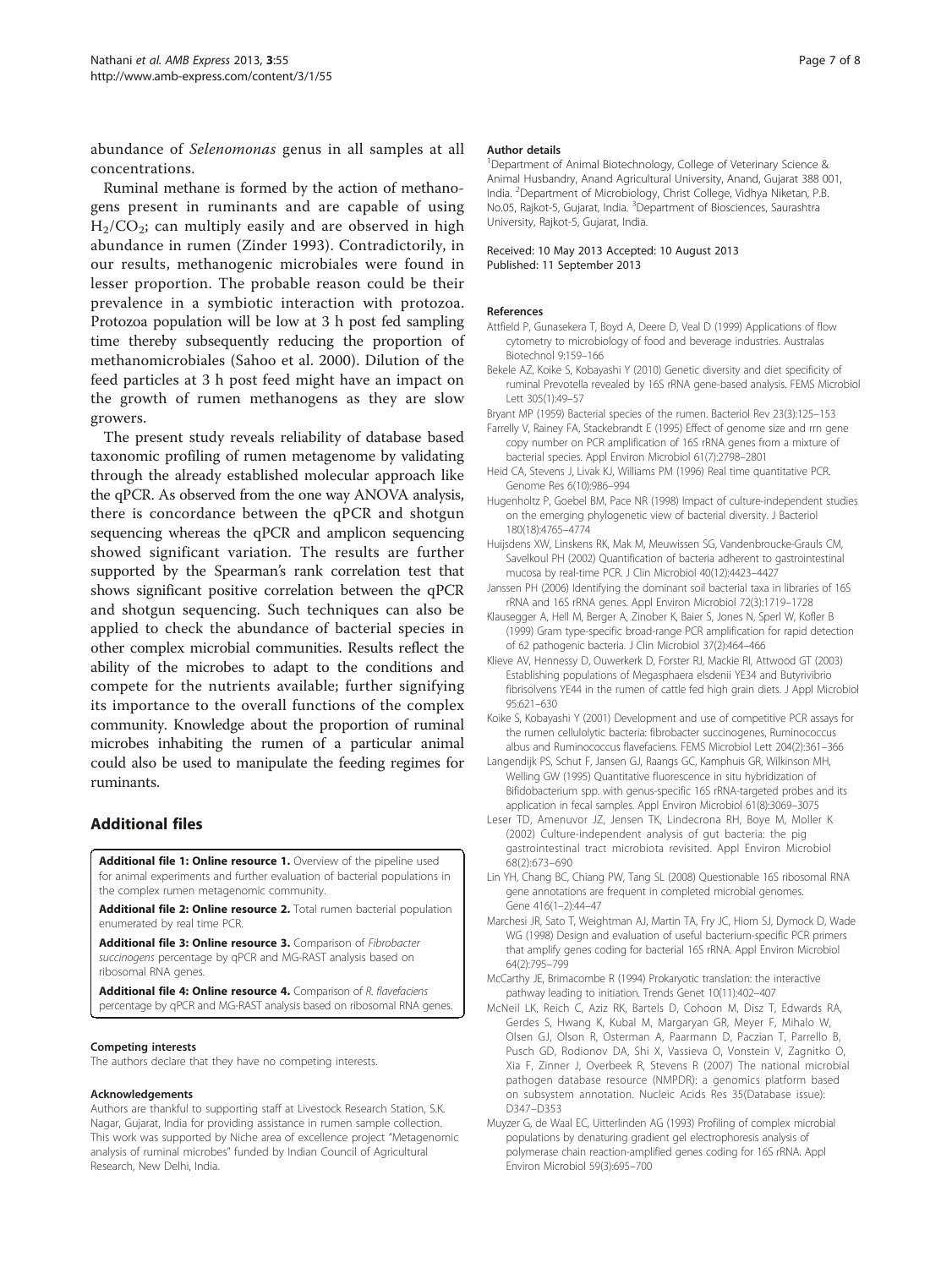abundance of *Selenomonas* genus in all samples at all concentrations.

Ruminal methane is formed by the action of methanogens present in ruminants and are capable of using $H_2/CO_2$; can multiply easily and are observed in high abundance in rumen (Zinder 1993). Contradictorily, in our results, methanogenic microbiales were found in lesser proportion. The probable reason could be their prevalence in a symbiotic interaction with protozoa. Protozoa population will be low at 3 h post fed sampling time thereby subsequently reducing the proportion of methanomicrobiales (Sahoo et al. 2000). Dilution of the feed particles at 3 h post feed might have an impact on the growth of rumen methanogens as they are slow growers.

The present study reveals reliability of database based taxonomic profiling of rumen metagenome by validating through the already established molecular approach like the qPCR. As observed from the one way ANOVA analysis, there is concordance between the qPCR and shotgun sequencing whereas the qPCR and amplicon sequencing showed significant variation. The results are further supported by the Spearman's rank correlation test that shows significant positive correlation between the qPCR and shotgun sequencing. Such techniques can also be applied to check the abundance of bacterial species in other complex microbial communities. Results reflect the ability of the microbes to adapt to the conditions and compete for the nutrients available; further signifying its importance to the overall functions of the complex community. Knowledge about the proportion of ruminal microbes inhabiting the rumen of a particular animal could also be used to manipulate the feeding regimes for ruminants.

## Additional files

**Additional file 1: Online resource 1.** Overview of the pipeline used for animal experiments and further evaluation of bacterial populations in the complex rumen metagenomic community.

**Additional file 2: Online resource 2.** Total rumen bacterial population enumerated by real time PCR.

**Additional file 3: Online resource 3.** Comparison of *Fibrobacter succinogens* percentage by qPCR and MG-RAST analysis based on ribosomal RNA genes.

**Additional file 4: Online resource 4.** Comparison of *R. flavefaciens* percentage by qPCR and MG-RAST analysis based on ribosomal RNA genes.

#### Competing interests

The authors declare that they have no competing interests.

#### Acknowledgements

Authors are thankful to supporting staff at Livestock Research Station, S.K. Nagar, Gujarat, India for providing assistance in rumen sample collection. This work was supported by Niche area of excellence project "Metagenomic analysis of ruminal microbes" funded by Indian Council of Agricultural Research, New Delhi, India.

#### Author details

[1]Department of Animal Biotechnology, College of Veterinary Science & Animal Husbandry, Anand Agricultural University, Anand, Gujarat 388 001, India. [2]Department of Microbiology, Christ College, Vidhya Niketan, P.B. No.05, Rajkot-5, Gujarat, India. [3]Department of Biosciences, Saurashtra University, Rajkot-5, Gujarat, India.

Received: 10 May 2013 Accepted: 10 August 2013
Published: 11 September 2013

#### References

Attfield P, Gunasekera T, Boyd A, Deere D, Veal D (1999) Applications of flow cytometry to microbiology of food and beverage industries. Australas Biotechnol 9:159–166

Bekele AZ, Koike S, Kobayashi Y (2010) Genetic diversity and diet specificity of ruminal Prevotella revealed by 16S rRNA gene-based analysis. FEMS Microbiol Lett 305(1):49–57

Bryant MP (1959) Bacterial species of the rumen. Bacteriol Rev 23(3):125–153

Farrelly V, Rainey FA, Stackebrandt E (1995) Effect of genome size and rrn gene copy number on PCR amplification of 16S rRNA genes from a mixture of bacterial species. Appl Environ Microbiol 61(7):2798–2801

Heid CA, Stevens J, Livak KJ, Williams PM (1996) Real time quantitative PCR. Genome Res 6(10):986–994

Hugenholtz P, Goebel BM, Pace NR (1998) Impact of culture-independent studies on the emerging phylogenetic view of bacterial diversity. J Bacteriol 180(18):4765–4774

Huijsdens XW, Linskens RK, Mak M, Meuwissen SG, Vandenbroucke-Grauls CM, Savelkoul PH (2002) Quantification of bacteria adherent to gastrointestinal mucosa by real-time PCR. J Clin Microbiol 40(12):4423–4427

Janssen PH (2006) Identifying the dominant soil bacterial taxa in libraries of 16S rRNA and 16S rRNA genes. Appl Environ Microbiol 72(3):1719–1728

Klausegger A, Hell M, Berger A, Zinober K, Baier S, Jones N, Sperl W, Kofler B (1999) Gram type-specific broad-range PCR amplification for rapid detection of 62 pathogenic bacteria. J Clin Microbiol 37(2):464–466

Klieve AV, Hennessy D, Ouwerkerk D, Forster RJ, Mackie RI, Attwood GT (2003) Establishing populations of Megasphaera elsdenii YE34 and Butyrivibrio fibrisolvens YE44 in the rumen of cattle fed high grain diets. J Appl Microbiol 95:621–630

Koike S, Kobayashi Y (2001) Development and use of competitive PCR assays for the rumen cellulolytic bacteria: fibrobacter succinogenes, Ruminococcus albus and Ruminococcus flavefaciens. FEMS Microbiol Lett 204(2):361–366

Langendijk PS, Schut F, Jansen GJ, Raangs GC, Kamphuis GR, Wilkinson MH, Welling GW (1995) Quantitative fluorescence in situ hybridization of Bifidobacterium spp. with genus-specific 16S rRNA-targeted probes and its application in fecal samples. Appl Environ Microbiol 61(8):3069–3075

Leser TD, Amenuvor JZ, Jensen TK, Lindecrona RH, Boye M, Moller K (2002) Culture-independent analysis of gut bacteria: the pig gastrointestinal tract microbiota revisited. Appl Environ Microbiol 68(2):673–690

Lin YH, Chang BC, Chiang PW, Tang SL (2008) Questionable 16S ribosomal RNA gene annotations are frequent in completed microbial genomes. Gene 416(1–2):44–47

Marchesi JR, Sato T, Weightman AJ, Martin TA, Fry JC, Hiom SJ, Dymock D, Wade WG (1998) Design and evaluation of useful bacterium-specific PCR primers that amplify genes coding for bacterial 16S rRNA. Appl Environ Microbiol 64(2):795–799

McCarthy JE, Brimacombe R (1994) Prokaryotic translation: the interactive pathway leading to initiation. Trends Genet 10(11):402–407

McNeil LK, Reich C, Aziz RK, Bartels D, Cohoon M, Disz T, Edwards RA, Gerdes S, Hwang K, Kubal M, Margaryan GR, Meyer F, Mihalo W, Olsen GJ, Olson R, Osterman A, Paarmann D, Paczian T, Parrello B, Pusch GD, Rodionov DA, Shi X, Vassieva O, Vonstein V, Zagnitko O, Xia F, Zinner J, Overbeek R, Stevens R (2007) The national microbial pathogen database resource (NMPDR): a genomics platform based on subsystem annotation. Nucleic Acids Res 35(Database issue): D347–D353

Muyzer G, de Waal EC, Uitterlinden AG (1993) Profiling of complex microbial populations by denaturing gradient gel electrophoresis analysis of polymerase chain reaction-amplified genes coding for 16S rRNA. Appl Environ Microbiol 59(3):695–700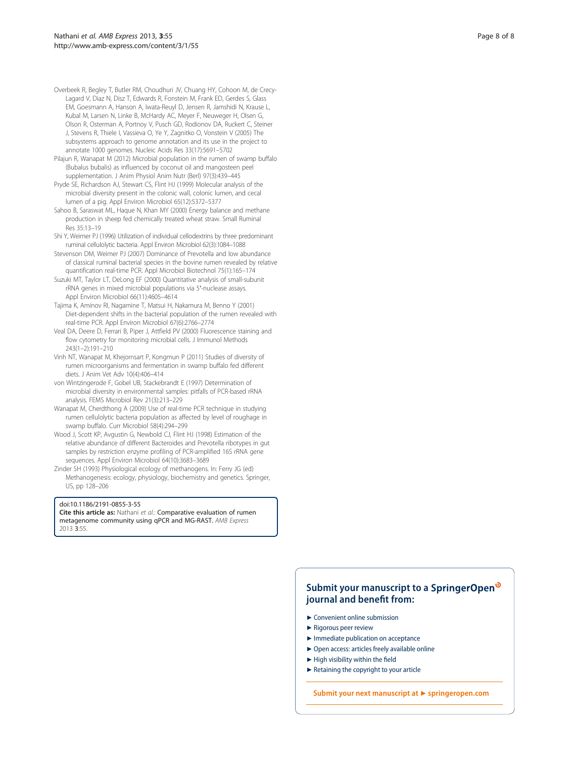Overbeek R, Begley T, Butler RM, Choudhuri JV, Chuang HY, Cohoon M, de Crecy-Lagard V, Diaz N, Disz T, Edwards R, Fonstein M, Frank ED, Gerdes S, Glass EM, Goesmann A, Hanson A, Iwata-Reuyl D, Jensen R, Jamshidi N, Krause L, Kubal M, Larsen N, Linke B, McHardy AC, Meyer F, Neuweger H, Olsen G, Olson R, Osterman A, Portnoy V, Pusch GD, Rodionov DA, Ruckert C, Steiner J, Stevens R, Thiele I, Vassieva O, Ye Y, Zagnitko O, Vonstein V (2005) The subsystems approach to genome annotation and its use in the project to annotate 1000 genomes. Nucleic Acids Res 33(17):5691–5702

Pilajun R, Wanapat M (2012) Microbial population in the rumen of swamp buffalo (Bubalus bubalis) as influenced by coconut oil and mangosteen peel supplementation. J Anim Physiol Anim Nutr (Berl) 97(3):439–445

Pryde SE, Richardson AJ, Stewart CS, Flint HJ (1999) Molecular analysis of the microbial diversity present in the colonic wall, colonic lumen, and cecal lumen of a pig. Appl Environ Microbiol 65(12):5372–5377

Sahoo B, Saraswat ML, Haque N, Khan MY (2000) Energy balance and methane production in sheep fed chemically treated wheat straw. Small Ruminal Res 35:13–19

Shi Y, Weimer PJ (1996) Utilization of individual cellodextrins by three predominant ruminal cellulolytic bacteria. Appl Environ Microbiol 62(3):1084–1088

Stevenson DM, Weimer PJ (2007) Dominance of Prevotella and low abundance of classical ruminal bacterial species in the bovine rumen revealed by relative quantification real-time PCR. Appl Microbiol Biotechnol 75(1):165–174

Suzuki MT, Taylor LT, DeLong EF (2000) Quantitative analysis of small-subunit rRNA genes in mixed microbial populations via 5′-nuclease assays. Appl Environ Microbiol 66(11):4605–4614

Tajima K, Aminov RI, Nagamine T, Matsui H, Nakamura M, Benno Y (2001) Diet-dependent shifts in the bacterial population of the rumen revealed with real-time PCR. Appl Environ Microbiol 67(6):2766–2774

Veal DA, Deere D, Ferrari B, Piper J, Attfield PV (2000) Fluorescence staining and flow cytometry for monitoring microbial cells. J Immunol Methods 243(1–2):191–210

Vinh NT, Wanapat M, Khejornsart P, Kongmun P (2011) Studies of diversity of rumen microorganisms and fermentation in swamp buffalo fed different diets. J Anim Vet Adv 10(4):406–414

von Wintzingerode F, Gobel UB, Stackebrandt E (1997) Determination of microbial diversity in environmental samples: pitfalls of PCR-based rRNA analysis. FEMS Microbiol Rev 21(3):213–229

Wanapat M, Cherdthong A (2009) Use of real-time PCR technique in studying rumen cellulolytic bacteria population as affected by level of roughage in swamp buffalo. Curr Microbiol 58(4):294–299

Wood J, Scott KP, Avgustin G, Newbold CJ, Flint HJ (1998) Estimation of the relative abundance of different Bacteroides and Prevotella ribotypes in gut samples by restriction enzyme profiling of PCR-amplified 16S rRNA gene sequences. Appl Environ Microbiol 64(10):3683–3689

Zinder SH (1993) Physiological ecology of methanogens. In: Ferry JG (ed) Methanogenesis: ecology, physiology, biochemistry and genetics. Springer, US, pp 128–206

doi:10.1186/2191-0855-3-55

**Cite this article as:** Nathani *et al.*: Comparative evaluation of rumen metagenome community using qPCR and MG-RAST. *AMB Express* 2013 **3**:55.

**Submit your manuscript to a SpringerOpen journal and benefit from:**

- ► Convenient online submission
- ► Rigorous peer review
- ► Immediate publication on acceptance
- ► Open access: articles freely available online
- ► High visibility within the field
- ► Retaining the copyright to your article

**Submit your next manuscript at ► springeropen.com**